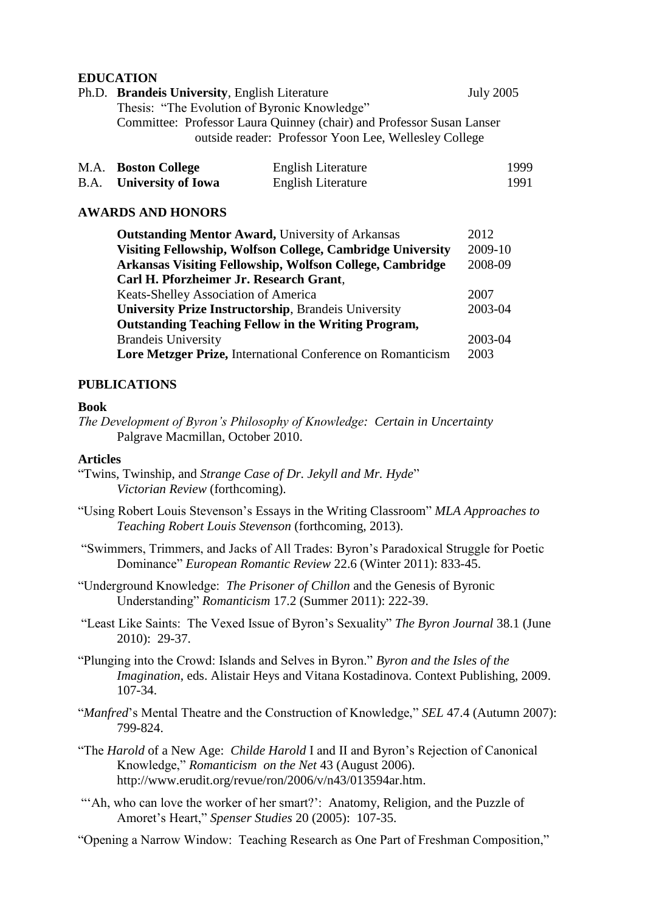## EDUCATION

Ph.D. **Brandeis University**, English Literature — July 2005
Thesis: "The Evolution of Byronic Knowledge"
Committee: Professor Laura Quinney (chair) and Professor Susan Lanser
outside reader: Professor Yoon Lee, Wellesley College

| | | | |
|---|---|---|---|
| M.A. | **Boston College** | English Literature | 1999 |
| B.A. | **University of Iowa** | English Literature | 1991 |

## AWARDS AND HONORS

| | |
|---|---|
| **Outstanding Mentor Award,** University of Arkansas | 2012 |
| **Visiting Fellowship, Wolfson College, Cambridge University** | 2009-10 |
| **Arkansas Visiting Fellowship, Wolfson College, Cambridge** | 2008-09 |
| **Carl H. Pforzheimer Jr. Research Grant**, Keats-Shelley Association of America | 2007 |
| **University Prize Instructorship**, Brandeis University | 2003-04 |
| **Outstanding Teaching Fellow in the Writing Program,** Brandeis University | 2003-04 |
| **Lore Metzger Prize,** International Conference on Romanticism | 2003 |

## PUBLICATIONS

### Book

*The Development of Byron's Philosophy of Knowledge: Certain in Uncertainty*
Palgrave Macmillan, October 2010.

### Articles

"Twins, Twinship, and *Strange Case of Dr. Jekyll and Mr. Hyde*" *Victorian Review* (forthcoming).

"Using Robert Louis Stevenson's Essays in the Writing Classroom" *MLA Approaches to Teaching Robert Louis Stevenson* (forthcoming, 2013).

"Swimmers, Trimmers, and Jacks of All Trades: Byron's Paradoxical Struggle for Poetic Dominance" *European Romantic Review* 22.6 (Winter 2011): 833-45.

"Underground Knowledge: *The Prisoner of Chillon* and the Genesis of Byronic Understanding" *Romanticism* 17.2 (Summer 2011): 222-39.

"Least Like Saints: The Vexed Issue of Byron's Sexuality" *The Byron Journal* 38.1 (June 2010): 29-37.

"Plunging into the Crowd: Islands and Selves in Byron." *Byron and the Isles of the Imagination*, eds. Alistair Heys and Vitana Kostadinova. Context Publishing, 2009. 107-34.

"*Manfred*'s Mental Theatre and the Construction of Knowledge," *SEL* 47.4 (Autumn 2007): 799-824.

"The *Harold* of a New Age: *Childe Harold* I and II and Byron's Rejection of Canonical Knowledge," *Romanticism on the Net* 43 (August 2006). http://www.erudit.org/revue/ron/2006/v/n43/013594ar.htm.

"'Ah, who can love the worker of her smart?': Anatomy, Religion, and the Puzzle of Amoret's Heart," *Spenser Studies* 20 (2005): 107-35.

"Opening a Narrow Window: Teaching Research as One Part of Freshman Composition,"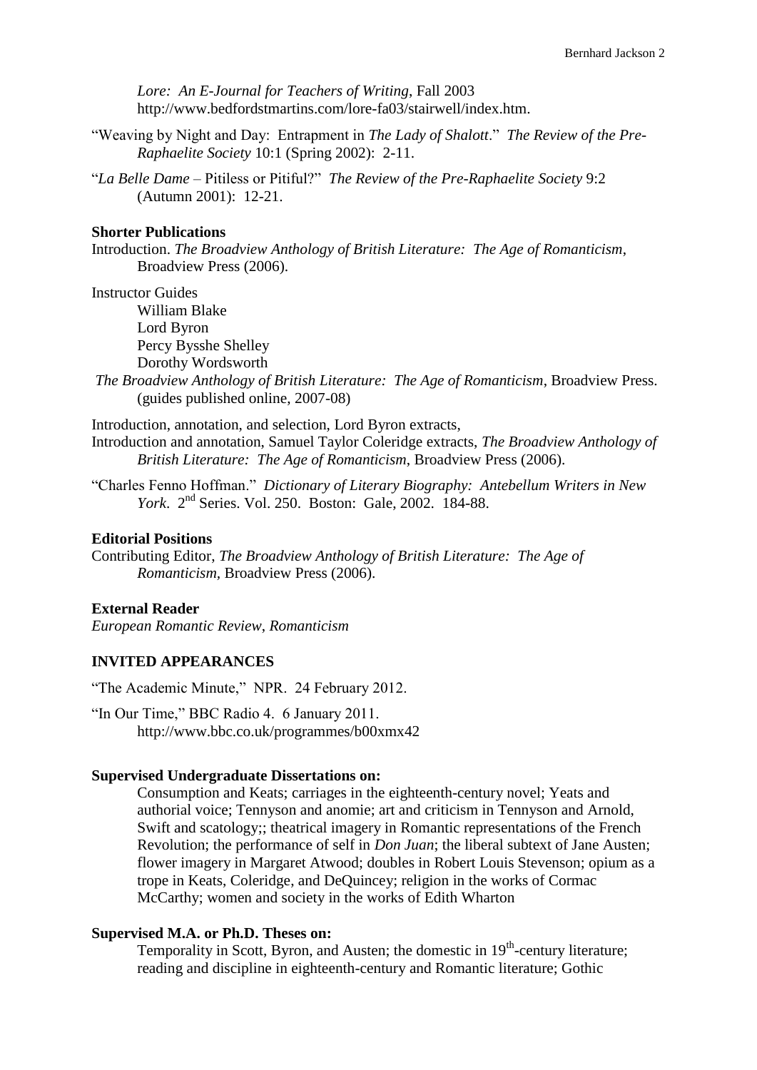*Lore: An E-Journal for Teachers of Writing*, Fall 2003 http://www.bedfordstmartins.com/lore-fa03/stairwell/index.htm.

"Weaving by Night and Day: Entrapment in *The Lady of Shalott*." *The Review of the Pre-Raphaelite Society* 10:1 (Spring 2002): 2-11.

"*La Belle Dame* – Pitiless or Pitiful?" *The Review of the Pre-Raphaelite Society* 9:2 (Autumn 2001): 12-21.

**Shorter Publications**

Introduction. *The Broadview Anthology of British Literature: The Age of Romanticism*, Broadview Press (2006).

Instructor Guides
- William Blake
- Lord Byron
- Percy Bysshe Shelley
- Dorothy Wordsworth

*The Broadview Anthology of British Literature: The Age of Romanticism*, Broadview Press. (guides published online, 2007-08)

Introduction, annotation, and selection, Lord Byron extracts,
Introduction and annotation, Samuel Taylor Coleridge extracts, *The Broadview Anthology of British Literature: The Age of Romanticism*, Broadview Press (2006).

"Charles Fenno Hoffman." *Dictionary of Literary Biography: Antebellum Writers in New York*. 2nd Series. Vol. 250. Boston: Gale, 2002. 184-88.

**Editorial Positions**

Contributing Editor, *The Broadview Anthology of British Literature: The Age of Romanticism*, Broadview Press (2006).

**External Reader**

*European Romantic Review*, *Romanticism*

**INVITED APPEARANCES**

"The Academic Minute," NPR. 24 February 2012.

"In Our Time," BBC Radio 4. 6 January 2011. http://www.bbc.co.uk/programmes/b00xmx42

**Supervised Undergraduate Dissertations on:**

Consumption and Keats; carriages in the eighteenth-century novel; Yeats and authorial voice; Tennyson and anomie; art and criticism in Tennyson and Arnold, Swift and scatology;; theatrical imagery in Romantic representations of the French Revolution; the performance of self in *Don Juan*; the liberal subtext of Jane Austen; flower imagery in Margaret Atwood; doubles in Robert Louis Stevenson; opium as a trope in Keats, Coleridge, and DeQuincey; religion in the works of Cormac McCarthy; women and society in the works of Edith Wharton

**Supervised M.A. or Ph.D. Theses on:**

Temporality in Scott, Byron, and Austen; the domestic in 19th-century literature; reading and discipline in eighteenth-century and Romantic literature; Gothic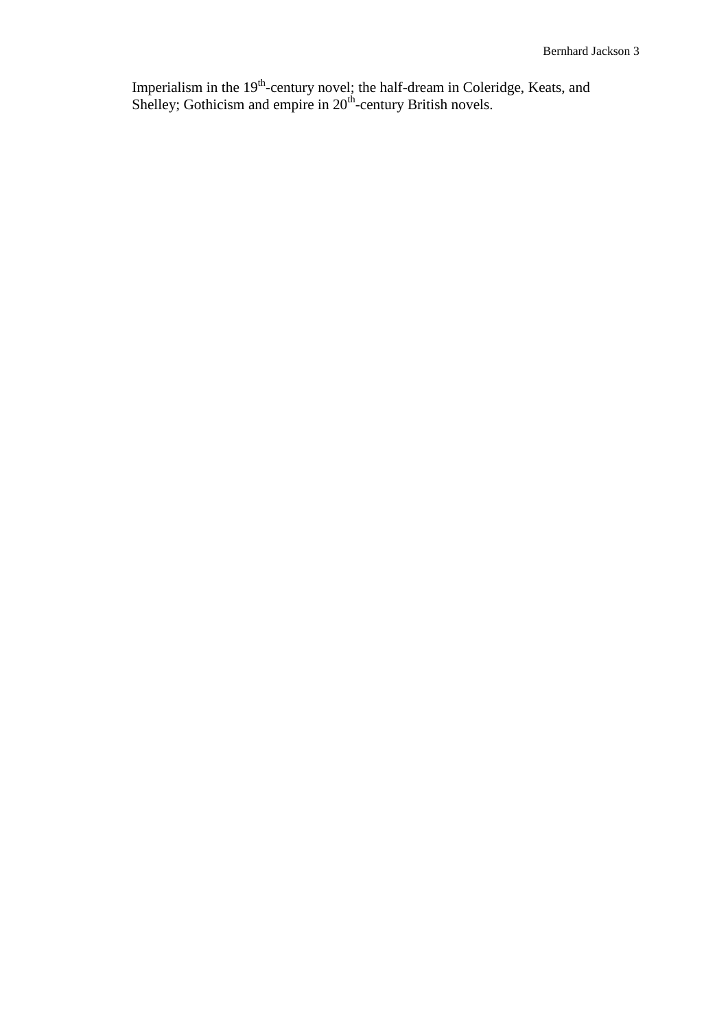Imperialism in the $19^{th}$-century novel; the half-dream in Coleridge, Keats, and Shelley; Gothicism and empire in $20^{th}$-century British novels.